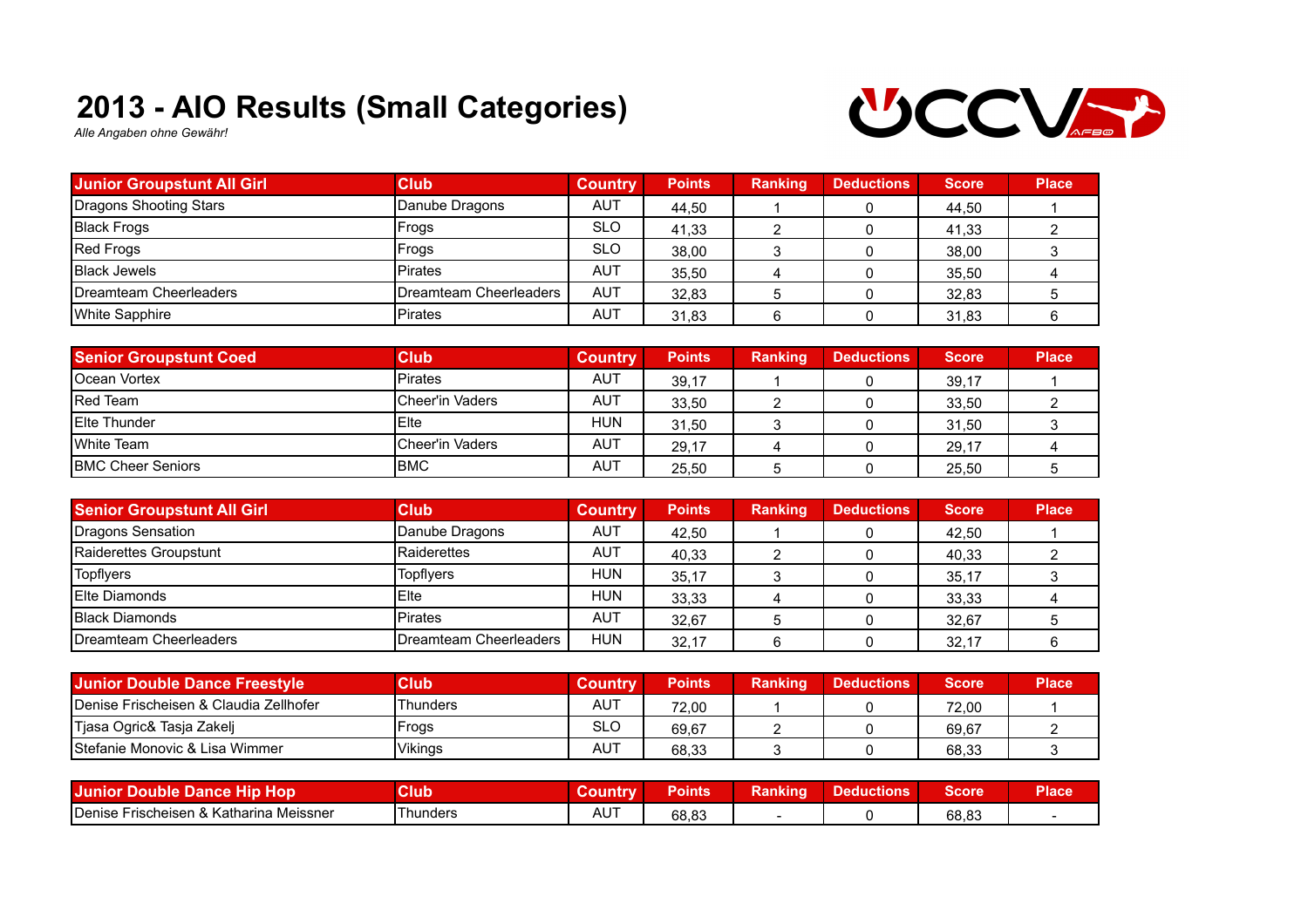# 2013 - AIO Results (Small Categories)

*Alle Angaben ohne Gewähr!*

| Junior Groupstunt All Girl | Club | Country | Points | Ranking | Deductions | Score | Place |
|---|---|---|---|---|---|---|---|
| Dragons Shooting Stars | Danube Dragons | AUT | 44,50 | 1 | 0 | 44,50 | 1 |
| Black Frogs | Frogs | SLO | 41,33 | 2 | 0 | 41,33 | 2 |
| Red Frogs | Frogs | SLO | 38,00 | 3 | 0 | 38,00 | 3 |
| Black Jewels | Pirates | AUT | 35,50 | 4 | 0 | 35,50 | 4 |
| Dreamteam Cheerleaders | Dreamteam Cheerleaders | AUT | 32,83 | 5 | 0 | 32,83 | 5 |
| White Sapphire | Pirates | AUT | 31,83 | 6 | 0 | 31,83 | 6 |

| Senior Groupstunt Coed | Club | Country | Points | Ranking | Deductions | Score | Place |
|---|---|---|---|---|---|---|---|
| Ocean Vortex | Pirates | AUT | 39,17 | 1 | 0 | 39,17 | 1 |
| Red Team | Cheer'in Vaders | AUT | 33,50 | 2 | 0 | 33,50 | 2 |
| Elte Thunder | Elte | HUN | 31,50 | 3 | 0 | 31,50 | 3 |
| White Team | Cheer'in Vaders | AUT | 29,17 | 4 | 0 | 29,17 | 4 |
| BMC Cheer Seniors | BMC | AUT | 25,50 | 5 | 0 | 25,50 | 5 |

| Senior Groupstunt All Girl | Club | Country | Points | Ranking | Deductions | Score | Place |
|---|---|---|---|---|---|---|---|
| Dragons Sensation | Danube Dragons | AUT | 42,50 | 1 | 0 | 42,50 | 1 |
| Raiderettes Groupstunt | Raiderettes | AUT | 40,33 | 2 | 0 | 40,33 | 2 |
| Topflyers | Topflyers | HUN | 35,17 | 3 | 0 | 35,17 | 3 |
| Elte Diamonds | Elte | HUN | 33,33 | 4 | 0 | 33,33 | 4 |
| Black Diamonds | Pirates | AUT | 32,67 | 5 | 0 | 32,67 | 5 |
| Dreamteam Cheerleaders | Dreamteam Cheerleaders | HUN | 32,17 | 6 | 0 | 32,17 | 6 |

| Junior Double Dance Freestyle | Club | Country | Points | Ranking | Deductions | Score | Place |
|---|---|---|---|---|---|---|---|
| Denise Frischeisen & Claudia Zellhofer | Thunders | AUT | 72,00 | 1 | 0 | 72,00 | 1 |
| Tjasa Ogric& Tasja Zakelj | Frogs | SLO | 69,67 | 2 | 0 | 69,67 | 2 |
| Stefanie Monovic & Lisa Wimmer | Vikings | AUT | 68,33 | 3 | 0 | 68,33 | 3 |

| Junior Double Dance Hip Hop | Club | Country | Points | Ranking | Deductions | Score | Place |
|---|---|---|---|---|---|---|---|
| Denise Frischeisen & Katharina Meissner | Thunders | AUT | 68,83 | - | 0 | 68,83 | - |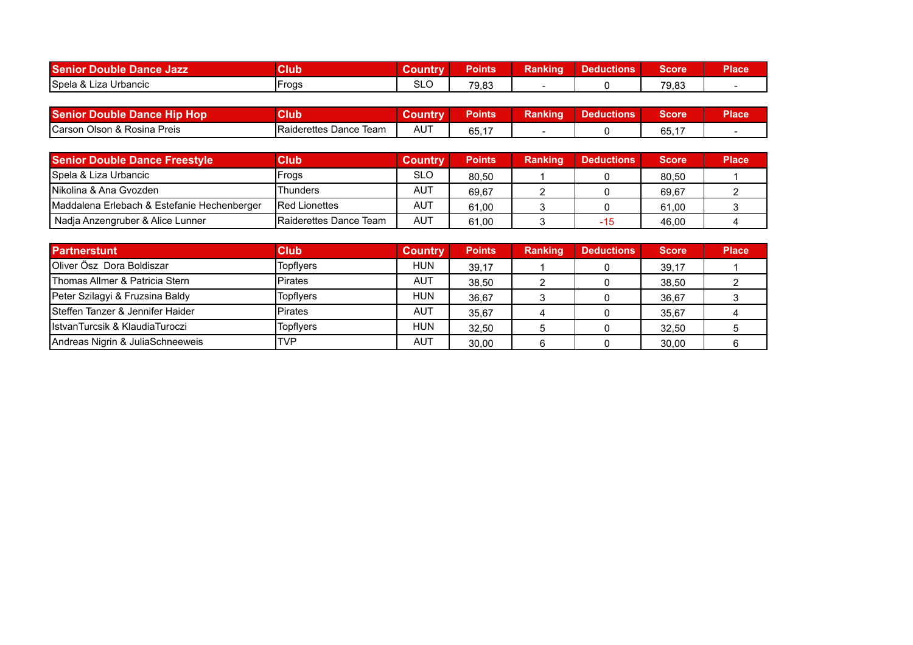| Senior Double Dance Jazz | Club | Country | Points | Ranking | Deductions | Score | Place |
|---|---|---|---|---|---|---|---|
| Spela & Liza Urbancic | Frogs | SLO | 79,83 | - | 0 | 79,83 | - |

| Senior Double Dance Hip Hop | Club | Country | Points | Ranking | Deductions | Score | Place |
|---|---|---|---|---|---|---|---|
| Carson Olson & Rosina Preis | Raiderettes Dance Team | AUT | 65,17 | - | 0 | 65,17 | - |

| Senior Double Dance Freestyle | Club | Country | Points | Ranking | Deductions | Score | Place |
|---|---|---|---|---|---|---|---|
| Spela & Liza Urbancic | Frogs | SLO | 80,50 | 1 | 0 | 80,50 | 1 |
| Nikolina & Ana Gvozden | Thunders | AUT | 69,67 | 2 | 0 | 69,67 | 2 |
| Maddalena Erlebach & Estefanie Hechenberger | Red Lionettes | AUT | 61,00 | 3 | 0 | 61,00 | 3 |
| Nadja Anzengruber & Alice Lunner | Raiderettes Dance Team | AUT | 61,00 | 3 | -15 | 46,00 | 4 |

| Partnerstunt | Club | Country | Points | Ranking | Deductions | Score | Place |
|---|---|---|---|---|---|---|---|
| Oliver Ösz Dora Boldiszar | Topflyers | HUN | 39,17 | 1 | 0 | 39,17 | 1 |
| Thomas Allmer & Patricia Stern | Pirates | AUT | 38,50 | 2 | 0 | 38,50 | 2 |
| Peter Szilagyi & Fruzsina Baldy | Topflyers | HUN | 36,67 | 3 | 0 | 36,67 | 3 |
| Steffen Tanzer & Jennifer Haider | Pirates | AUT | 35,67 | 4 | 0 | 35,67 | 4 |
| IstvanTurcsik & KlaudiaTuroczi | Topflyers | HUN | 32,50 | 5 | 0 | 32,50 | 5 |
| Andreas Nigrin & JuliaSchneeweis | TVP | AUT | 30,00 | 6 | 0 | 30,00 | 6 |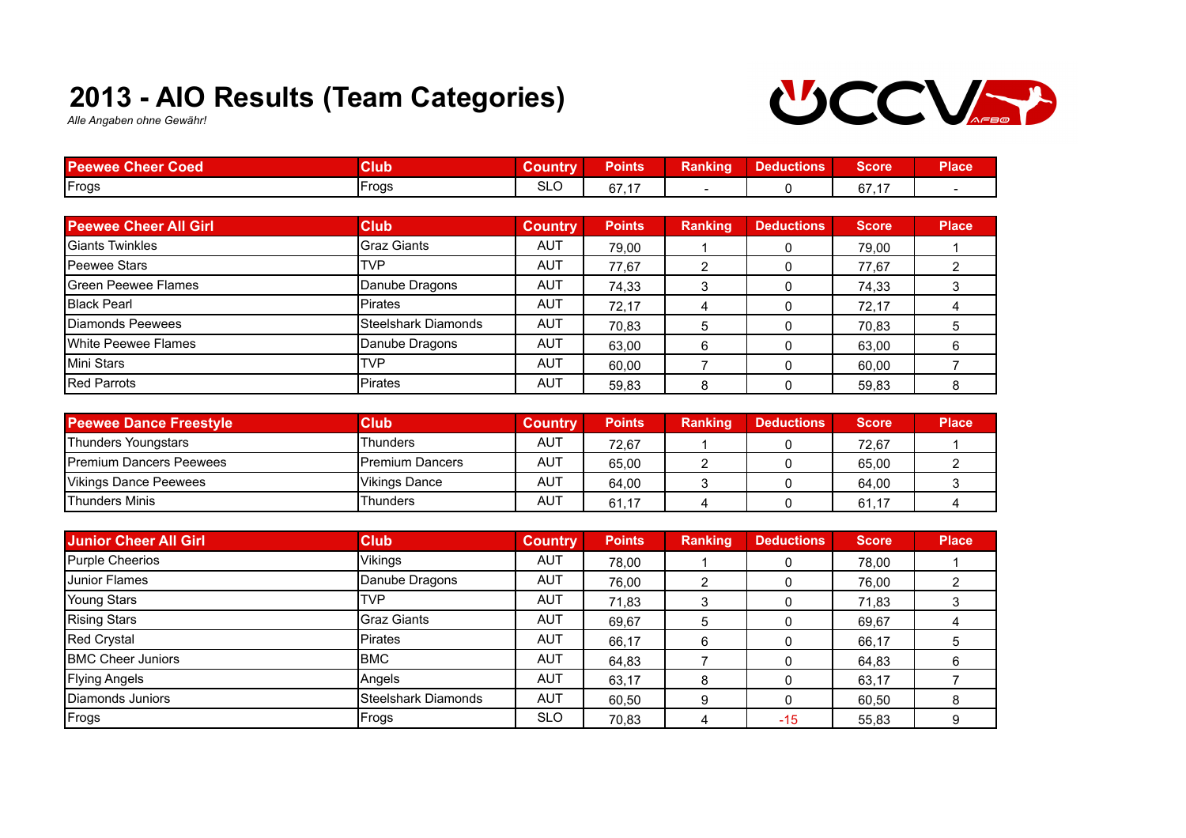# 2013 - AIO Results (Team Categories)

*Alle Angaben ohne Gewähr!*

| Peewee Cheer Coed | Club | Country | Points | Ranking | Deductions | Score | Place |
|---|---|---|---|---|---|---|---|
| Frogs | Frogs | SLO | 67,17 | - | 0 | 67,17 | - |

| Peewee Cheer All Girl | Club | Country | Points | Ranking | Deductions | Score | Place |
|---|---|---|---|---|---|---|---|
| Giants Twinkles | Graz Giants | AUT | 79,00 | 1 | 0 | 79,00 | 1 |
| Peewee Stars | TVP | AUT | 77,67 | 2 | 0 | 77,67 | 2 |
| Green Peewee Flames | Danube Dragons | AUT | 74,33 | 3 | 0 | 74,33 | 3 |
| Black Pearl | Pirates | AUT | 72,17 | 4 | 0 | 72,17 | 4 |
| Diamonds Peewees | Steelshark Diamonds | AUT | 70,83 | 5 | 0 | 70,83 | 5 |
| White Peewee Flames | Danube Dragons | AUT | 63,00 | 6 | 0 | 63,00 | 6 |
| Mini Stars | TVP | AUT | 60,00 | 7 | 0 | 60,00 | 7 |
| Red Parrots | Pirates | AUT | 59,83 | 8 | 0 | 59,83 | 8 |

| Peewee Dance Freestyle | Club | Country | Points | Ranking | Deductions | Score | Place |
|---|---|---|---|---|---|---|---|
| Thunders Youngstars | Thunders | AUT | 72,67 | 1 | 0 | 72,67 | 1 |
| Premium Dancers Peewees | Premium Dancers | AUT | 65,00 | 2 | 0 | 65,00 | 2 |
| Vikings Dance Peewees | Vikings Dance | AUT | 64,00 | 3 | 0 | 64,00 | 3 |
| Thunders Minis | Thunders | AUT | 61,17 | 4 | 0 | 61,17 | 4 |

| Junior Cheer All Girl | Club | Country | Points | Ranking | Deductions | Score | Place |
|---|---|---|---|---|---|---|---|
| Purple Cheerios | Vikings | AUT | 78,00 | 1 | 0 | 78,00 | 1 |
| Junior Flames | Danube Dragons | AUT | 76,00 | 2 | 0 | 76,00 | 2 |
| Young Stars | TVP | AUT | 71,83 | 3 | 0 | 71,83 | 3 |
| Rising Stars | Graz Giants | AUT | 69,67 | 5 | 0 | 69,67 | 4 |
| Red Crystal | Pirates | AUT | 66,17 | 6 | 0 | 66,17 | 5 |
| BMC Cheer Juniors | BMC | AUT | 64,83 | 7 | 0 | 64,83 | 6 |
| Flying Angels | Angels | AUT | 63,17 | 8 | 0 | 63,17 | 7 |
| Diamonds Juniors | Steelshark Diamonds | AUT | 60,50 | 9 | 0 | 60,50 | 8 |
| Frogs | Frogs | SLO | 70,83 | 4 | -15 | 55,83 | 9 |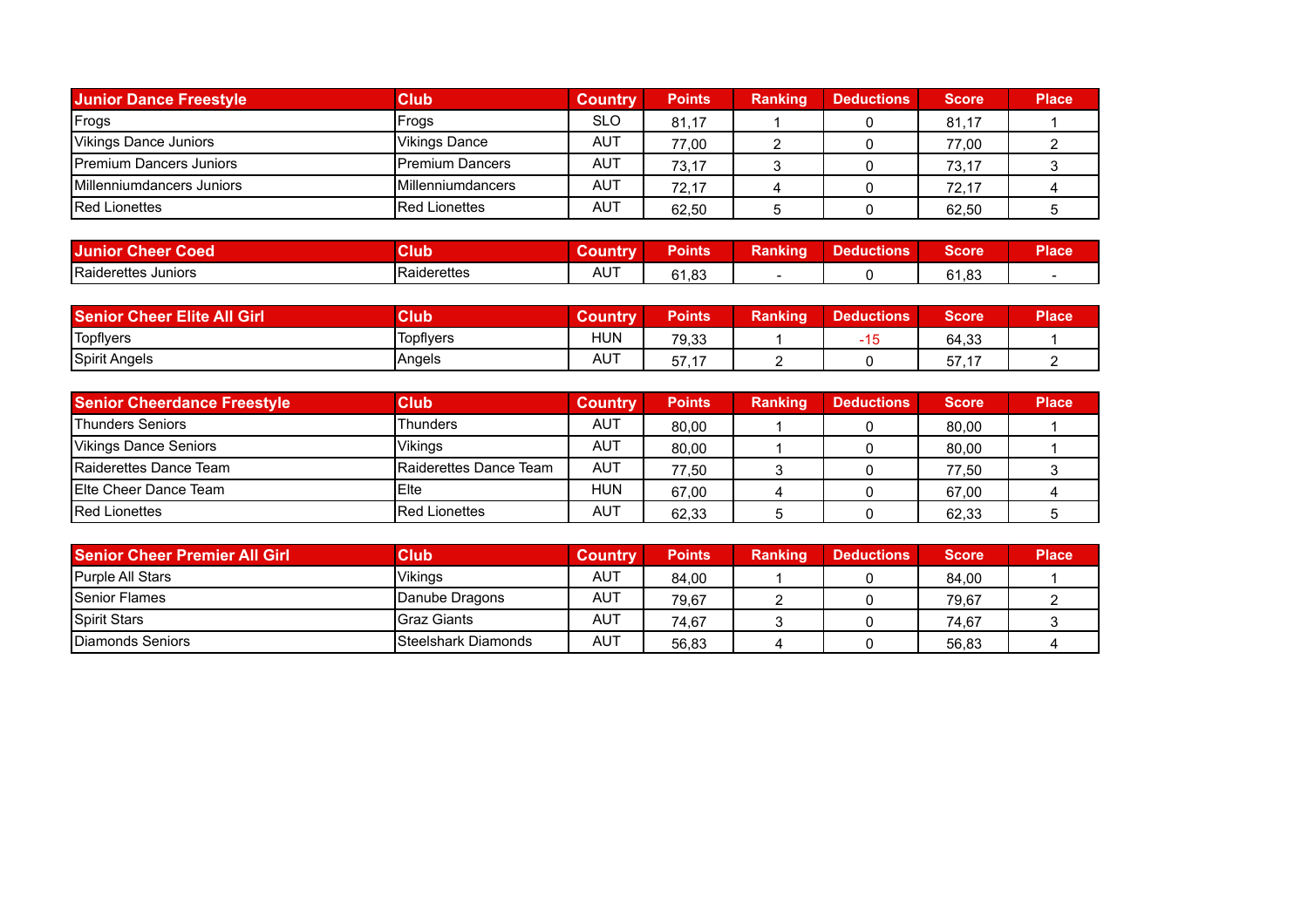| Junior Dance Freestyle | Club | Country | Points | Ranking | Deductions | Score | Place |
|---|---|---|---|---|---|---|---|
| Frogs | Frogs | SLO | 81,17 | 1 | 0 | 81,17 | 1 |
| Vikings Dance Juniors | Vikings Dance | AUT | 77,00 | 2 | 0 | 77,00 | 2 |
| Premium Dancers Juniors | Premium Dancers | AUT | 73,17 | 3 | 0 | 73,17 | 3 |
| Millenniumdancers Juniors | Millenniumdancers | AUT | 72,17 | 4 | 0 | 72,17 | 4 |
| Red Lionettes | Red Lionettes | AUT | 62,50 | 5 | 0 | 62,50 | 5 |

| Junior Cheer Coed | Club | Country | Points | Ranking | Deductions | Score | Place |
|---|---|---|---|---|---|---|---|
| Raiderettes Juniors | Raiderettes | AUT | 61,83 | - | 0 | 61,83 | - |

| Senior Cheer Elite All Girl | Club | Country | Points | Ranking | Deductions | Score | Place |
|---|---|---|---|---|---|---|---|
| Topflyers | Topflyers | HUN | 79,33 | 1 | -15 | 64,33 | 1 |
| Spirit Angels | Angels | AUT | 57,17 | 2 | 0 | 57,17 | 2 |

| Senior Cheerdance Freestyle | Club | Country | Points | Ranking | Deductions | Score | Place |
|---|---|---|---|---|---|---|---|
| Thunders Seniors | Thunders | AUT | 80,00 | 1 | 0 | 80,00 | 1 |
| Vikings Dance Seniors | Vikings | AUT | 80,00 | 1 | 0 | 80,00 | 1 |
| Raiderettes Dance Team | Raiderettes Dance Team | AUT | 77,50 | 3 | 0 | 77,50 | 3 |
| Elte Cheer Dance Team | Elte | HUN | 67,00 | 4 | 0 | 67,00 | 4 |
| Red Lionettes | Red Lionettes | AUT | 62,33 | 5 | 0 | 62,33 | 5 |

| Senior Cheer Premier All Girl | Club | Country | Points | Ranking | Deductions | Score | Place |
|---|---|---|---|---|---|---|---|
| Purple All Stars | Vikings | AUT | 84,00 | 1 | 0 | 84,00 | 1 |
| Senior Flames | Danube Dragons | AUT | 79,67 | 2 | 0 | 79,67 | 2 |
| Spirit Stars | Graz Giants | AUT | 74,67 | 3 | 0 | 74,67 | 3 |
| Diamonds Seniors | Steelshark Diamonds | AUT | 56,83 | 4 | 0 | 56,83 | 4 |